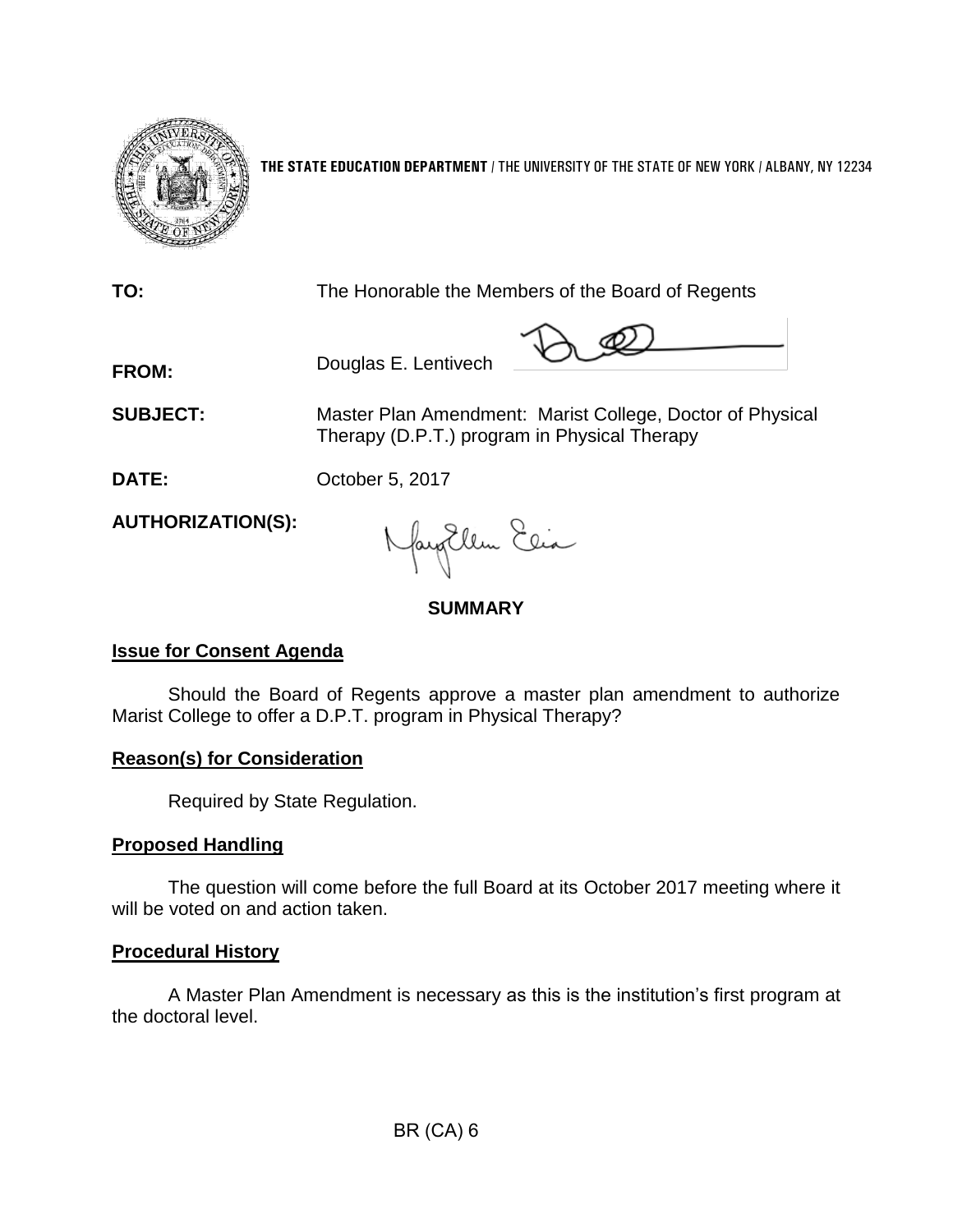**THE STATE EDUCATION DEPARTMENT** / THE UNIVERSITY OF THE STATE OF NEW YORK / ALBANY, NY 12234

**TO:** The Honorable the Members of the Board of Regents

**FROM:** Douglas E. Lentivech

**SUBJECT:** Master Plan Amendment: Marist College, Doctor of Physical Therapy (D.P.T.) program in Physical Therapy

**DATE:** October 5, 2017

**AUTHORIZATION(S):**

## SUMMARY

### Issue for Consent Agenda

Should the Board of Regents approve a master plan amendment to authorize Marist College to offer a D.P.T. program in Physical Therapy?

### Reason(s) for Consideration

Required by State Regulation.

### Proposed Handling

The question will come before the full Board at its October 2017 meeting where it will be voted on and action taken.

### Procedural History

A Master Plan Amendment is necessary as this is the institution's first program at the doctoral level.

BR (CA) 6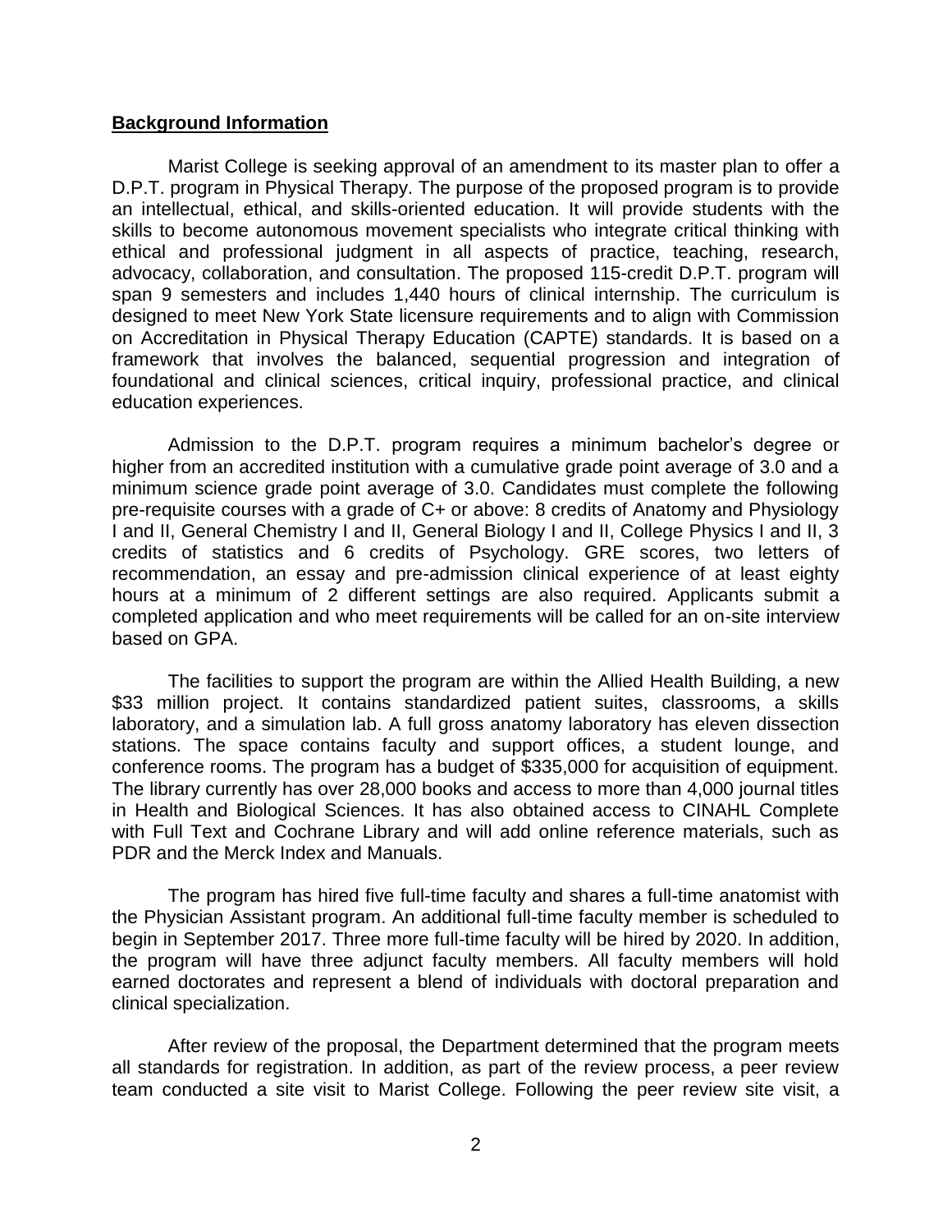## **Background Information**

Marist College is seeking approval of an amendment to its master plan to offer a D.P.T. program in Physical Therapy. The purpose of the proposed program is to provide an intellectual, ethical, and skills-oriented education. It will provide students with the skills to become autonomous movement specialists who integrate critical thinking with ethical and professional judgment in all aspects of practice, teaching, research, advocacy, collaboration, and consultation. The proposed 115-credit D.P.T. program will span 9 semesters and includes 1,440 hours of clinical internship. The curriculum is designed to meet New York State licensure requirements and to align with Commission on Accreditation in Physical Therapy Education (CAPTE) standards. It is based on a framework that involves the balanced, sequential progression and integration of foundational and clinical sciences, critical inquiry, professional practice, and clinical education experiences.

Admission to the D.P.T. program requires a minimum bachelor's degree or higher from an accredited institution with a cumulative grade point average of 3.0 and a minimum science grade point average of 3.0. Candidates must complete the following pre-requisite courses with a grade of C+ or above: 8 credits of Anatomy and Physiology I and II, General Chemistry I and II, General Biology I and II, College Physics I and II, 3 credits of statistics and 6 credits of Psychology. GRE scores, two letters of recommendation, an essay and pre-admission clinical experience of at least eighty hours at a minimum of 2 different settings are also required. Applicants submit a completed application and who meet requirements will be called for an on-site interview based on GPA.

The facilities to support the program are within the Allied Health Building, a new $33 million project. It contains standardized patient suites, classrooms, a skills laboratory, and a simulation lab. A full gross anatomy laboratory has eleven dissection stations. The space contains faculty and support offices, a student lounge, and conference rooms. The program has a budget of $335,000 for acquisition of equipment. The library currently has over 28,000 books and access to more than 4,000 journal titles in Health and Biological Sciences. It has also obtained access to CINAHL Complete with Full Text and Cochrane Library and will add online reference materials, such as PDR and the Merck Index and Manuals.

The program has hired five full-time faculty and shares a full-time anatomist with the Physician Assistant program. An additional full-time faculty member is scheduled to begin in September 2017. Three more full-time faculty will be hired by 2020. In addition, the program will have three adjunct faculty members. All faculty members will hold earned doctorates and represent a blend of individuals with doctoral preparation and clinical specialization.

After review of the proposal, the Department determined that the program meets all standards for registration. In addition, as part of the review process, a peer review team conducted a site visit to Marist College. Following the peer review site visit, a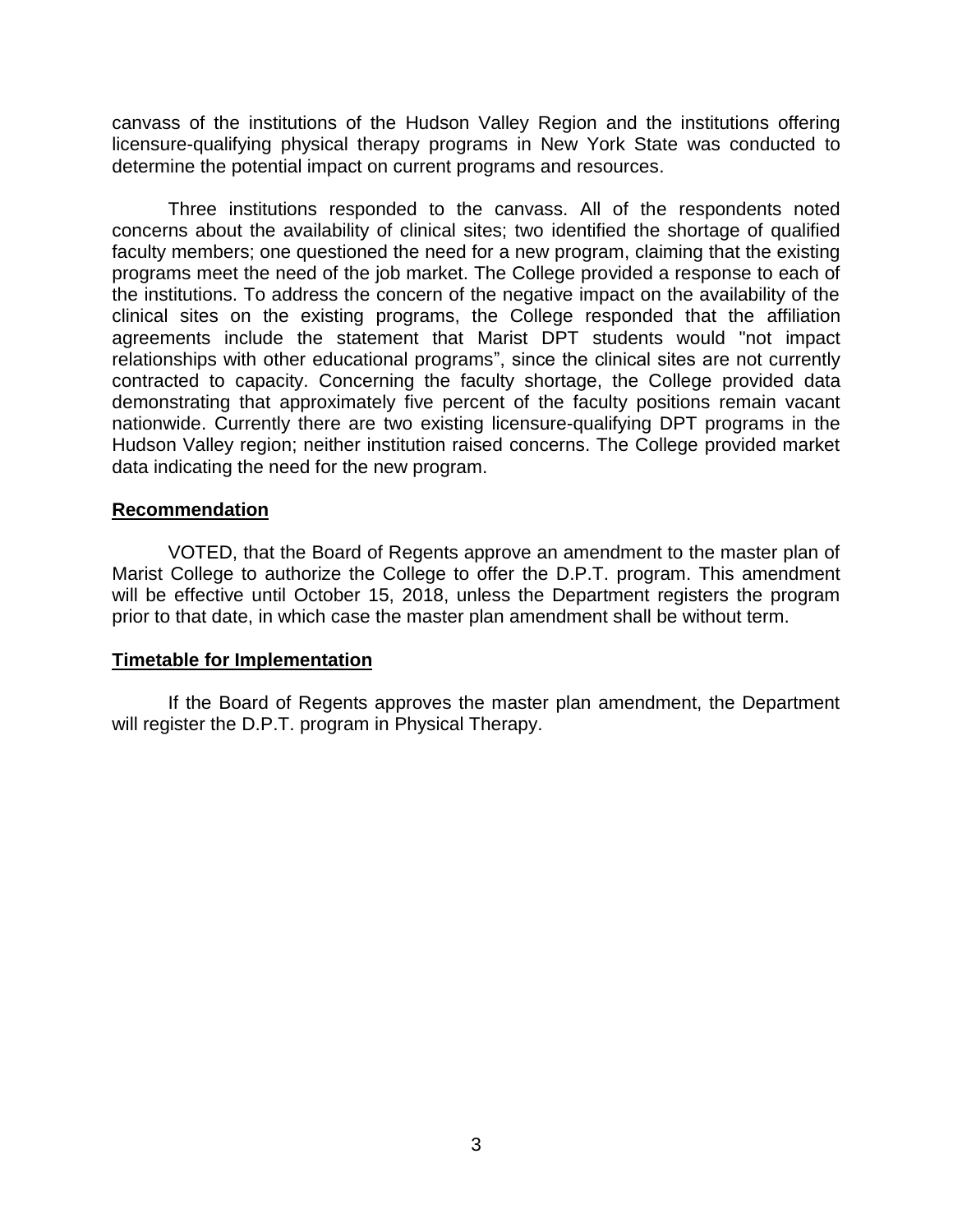canvass of the institutions of the Hudson Valley Region and the institutions offering licensure-qualifying physical therapy programs in New York State was conducted to determine the potential impact on current programs and resources.

Three institutions responded to the canvass. All of the respondents noted concerns about the availability of clinical sites; two identified the shortage of qualified faculty members; one questioned the need for a new program, claiming that the existing programs meet the need of the job market. The College provided a response to each of the institutions. To address the concern of the negative impact on the availability of the clinical sites on the existing programs, the College responded that the affiliation agreements include the statement that Marist DPT students would "not impact relationships with other educational programs", since the clinical sites are not currently contracted to capacity. Concerning the faculty shortage, the College provided data demonstrating that approximately five percent of the faculty positions remain vacant nationwide. Currently there are two existing licensure-qualifying DPT programs in the Hudson Valley region; neither institution raised concerns. The College provided market data indicating the need for the new program.

## Recommendation

VOTED, that the Board of Regents approve an amendment to the master plan of Marist College to authorize the College to offer the D.P.T. program. This amendment will be effective until October 15, 2018, unless the Department registers the program prior to that date, in which case the master plan amendment shall be without term.

## Timetable for Implementation

If the Board of Regents approves the master plan amendment, the Department will register the D.P.T. program in Physical Therapy.